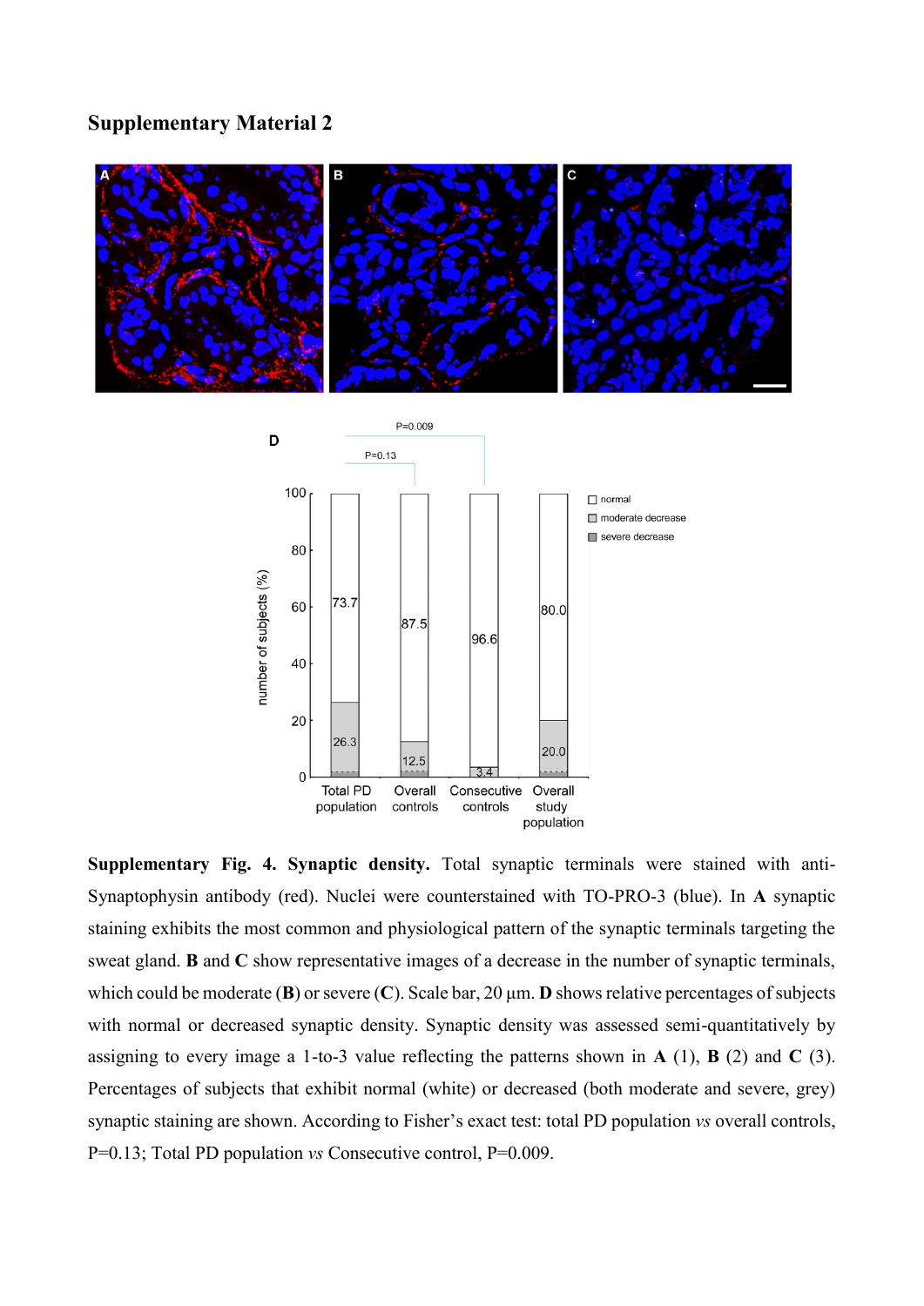## Supplementary Material 2

**Supplementary Fig. 4. Synaptic density.** Total synaptic terminals were stained with anti-Synaptophysin antibody (red). Nuclei were counterstained with TO-PRO-3 (blue). In **A** synaptic staining exhibits the most common and physiological pattern of the synaptic terminals targeting the sweat gland. **B** and **C** show representative images of a decrease in the number of synaptic terminals, which could be moderate (**B**) or severe (**C**). Scale bar, 20 μm. **D** shows relative percentages of subjects with normal or decreased synaptic density. Synaptic density was assessed semi-quantitatively by assigning to every image a 1-to-3 value reflecting the patterns shown in **A** (1), **B** (2) and **C** (3). Percentages of subjects that exhibit normal (white) or decreased (both moderate and severe, grey) synaptic staining are shown. According to Fisher's exact test: total PD population *vs* overall controls, P=0.13; Total PD population *vs* Consecutive control, P=0.009.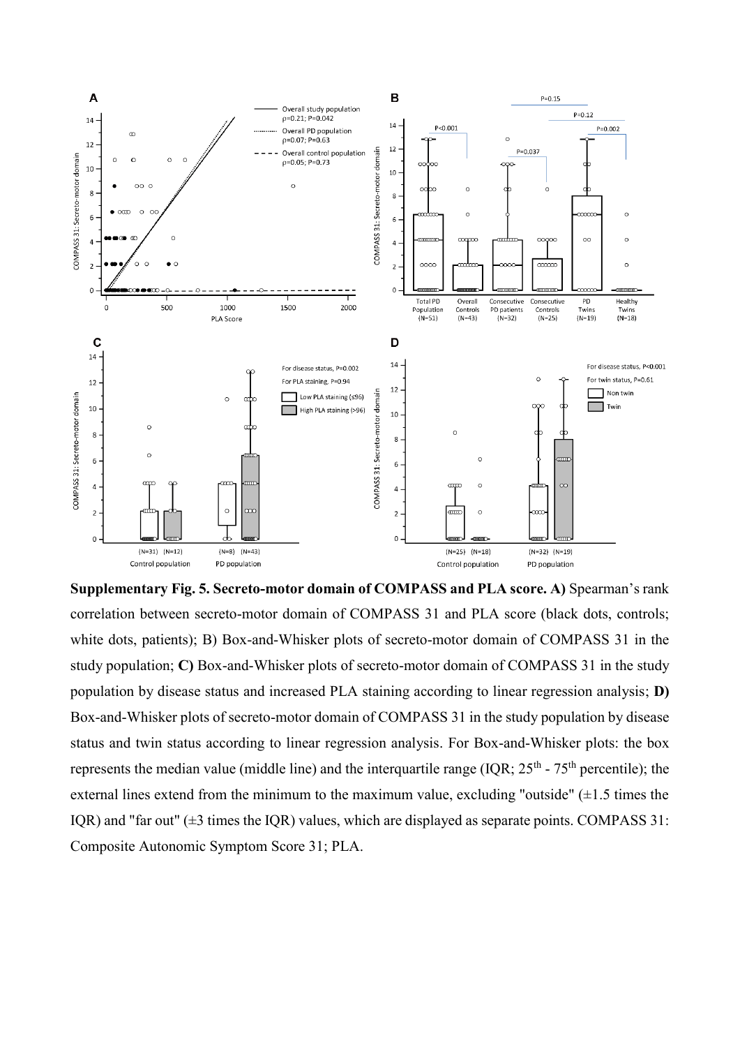**Supplementary Fig. 5. Secreto-motor domain of COMPASS and PLA score. A)** Spearman's rank correlation between secreto-motor domain of COMPASS 31 and PLA score (black dots, controls; white dots, patients); B) Box-and-Whisker plots of secreto-motor domain of COMPASS 31 in the study population; **C)** Box-and-Whisker plots of secreto-motor domain of COMPASS 31 in the study population by disease status and increased PLA staining according to linear regression analysis; **D)** Box-and-Whisker plots of secreto-motor domain of COMPASS 31 in the study population by disease status and twin status according to linear regression analysis. For Box-and-Whisker plots: the box represents the median value (middle line) and the interquartile range (IQR; 25th - 75th percentile); the external lines extend from the minimum to the maximum value, excluding "outside" (±1.5 times the IQR) and "far out" (±3 times the IQR) values, which are displayed as separate points. COMPASS 31: Composite Autonomic Symptom Score 31; PLA.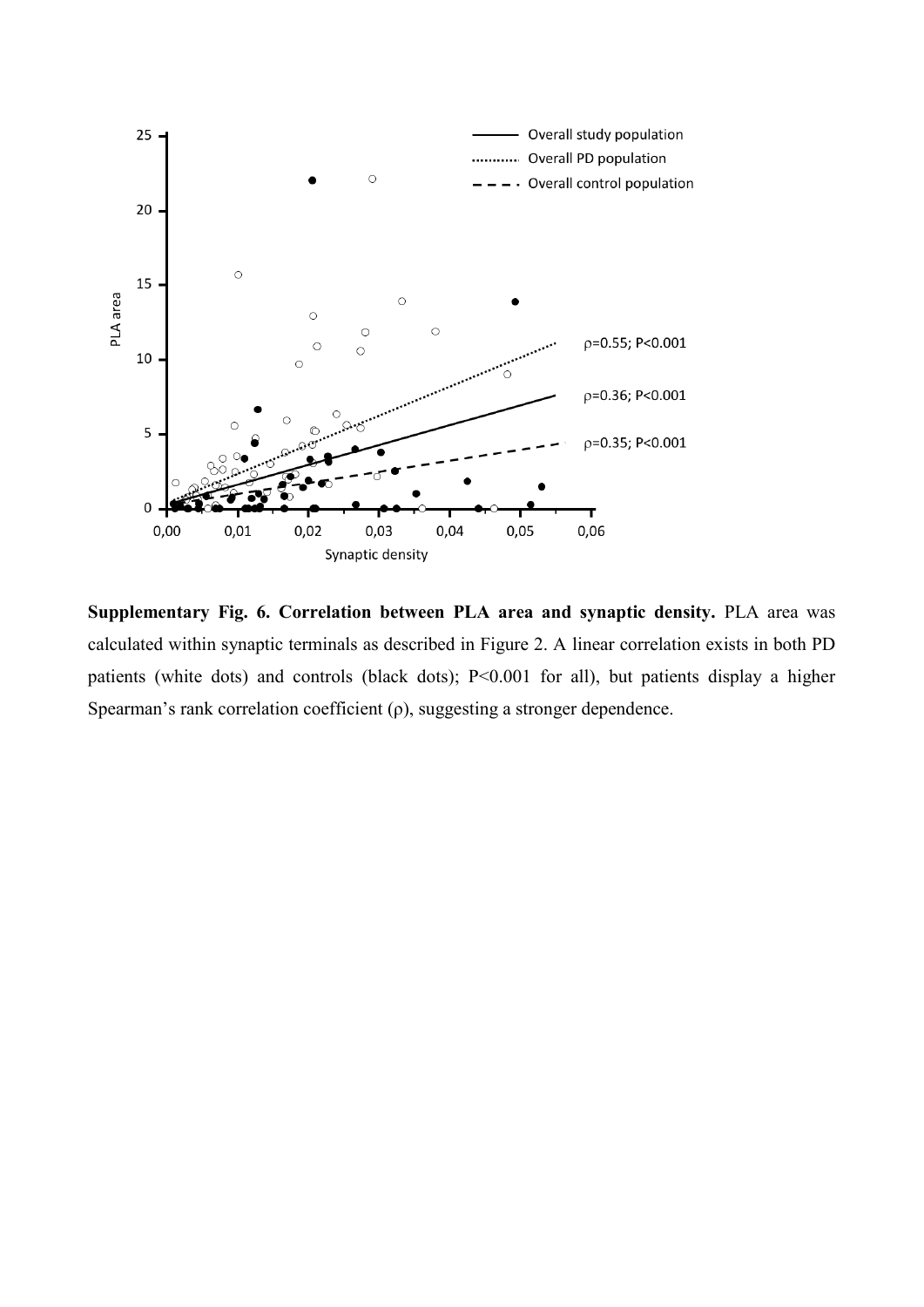**Supplementary Fig. 6. Correlation between PLA area and synaptic density.** PLA area was calculated within synaptic terminals as described in Figure 2. A linear correlation exists in both PD patients (white dots) and controls (black dots); P<0.001 for all), but patients display a higher Spearman's rank correlation coefficient (ρ), suggesting a stronger dependence.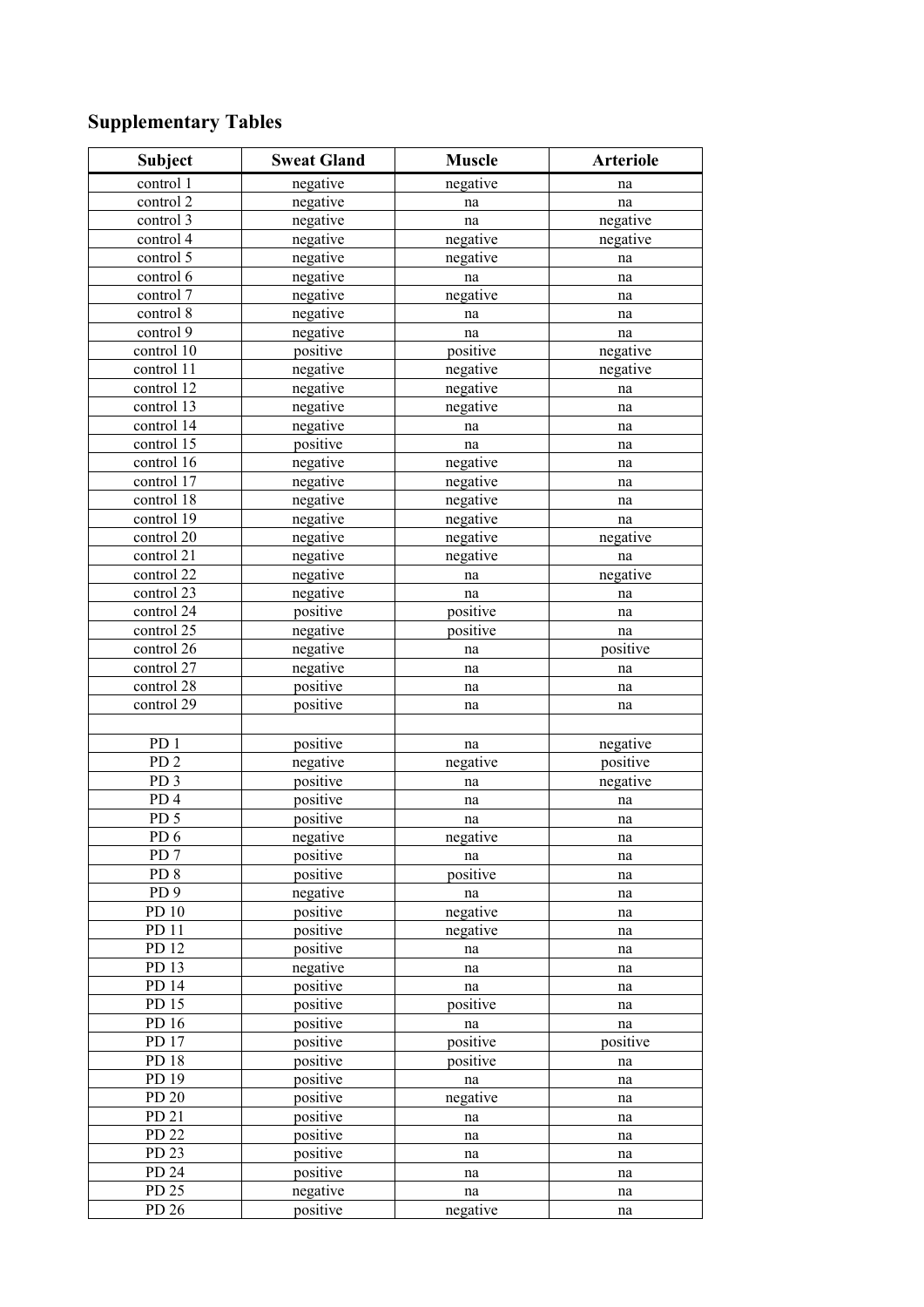## Supplementary Tables

| Subject | Sweat Gland | Muscle | Arteriole |
|---|---|---|---|
| control 1 | negative | negative | na |
| control 2 | negative | na | na |
| control 3 | negative | na | negative |
| control 4 | negative | negative | negative |
| control 5 | negative | negative | na |
| control 6 | negative | na | na |
| control 7 | negative | negative | na |
| control 8 | negative | na | na |
| control 9 | negative | na | na |
| control 10 | positive | positive | negative |
| control 11 | negative | negative | negative |
| control 12 | negative | negative | na |
| control 13 | negative | negative | na |
| control 14 | negative | na | na |
| control 15 | positive | na | na |
| control 16 | negative | negative | na |
| control 17 | negative | negative | na |
| control 18 | negative | negative | na |
| control 19 | negative | negative | na |
| control 20 | negative | negative | negative |
| control 21 | negative | negative | na |
| control 22 | negative | na | negative |
| control 23 | negative | na | na |
| control 24 | positive | positive | na |
| control 25 | negative | positive | na |
| control 26 | negative | na | positive |
| control 27 | negative | na | na |
| control 28 | positive | na | na |
| control 29 | positive | na | na |
| | | | |
| PD 1 | positive | na | negative |
| PD 2 | negative | negative | positive |
| PD 3 | positive | na | negative |
| PD 4 | positive | na | na |
| PD 5 | positive | na | na |
| PD 6 | negative | negative | na |
| PD 7 | positive | na | na |
| PD 8 | positive | positive | na |
| PD 9 | negative | na | na |
| PD 10 | positive | negative | na |
| PD 11 | positive | negative | na |
| PD 12 | positive | na | na |
| PD 13 | negative | na | na |
| PD 14 | positive | na | na |
| PD 15 | positive | positive | na |
| PD 16 | positive | na | na |
| PD 17 | positive | positive | positive |
| PD 18 | positive | positive | na |
| PD 19 | positive | na | na |
| PD 20 | positive | negative | na |
| PD 21 | positive | na | na |
| PD 22 | positive | na | na |
| PD 23 | positive | na | na |
| PD 24 | positive | na | na |
| PD 25 | negative | na | na |
| PD 26 | positive | negative | na |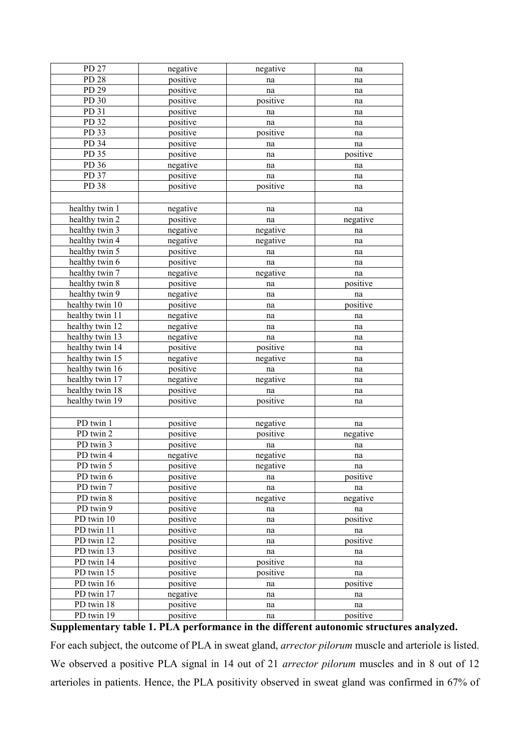| PD 27 | negative | negative | na |
|---|---|---|---|
| PD 28 | positive | na | na |
| PD 29 | positive | na | na |
| PD 30 | positive | positive | na |
| PD 31 | positive | na | na |
| PD 32 | positive | na | na |
| PD 33 | positive | positive | na |
| PD 34 | positive | na | na |
| PD 35 | positive | na | positive |
| PD 36 | negative | na | na |
| PD 37 | positive | na | na |
| PD 38 | positive | positive | na |
| | | | |
| healthy twin 1 | negative | na | na |
| healthy twin 2 | positive | na | negative |
| healthy twin 3 | negative | negative | na |
| healthy twin 4 | negative | negative | na |
| healthy twin 5 | positive | na | na |
| healthy twin 6 | positive | na | na |
| healthy twin 7 | negative | negative | na |
| healthy twin 8 | positive | na | positive |
| healthy twin 9 | negative | na | na |
| healthy twin 10 | positive | na | positive |
| healthy twin 11 | negative | na | na |
| healthy twin 12 | negative | na | na |
| healthy twin 13 | negative | na | na |
| healthy twin 14 | positive | positive | na |
| healthy twin 15 | negative | negative | na |
| healthy twin 16 | positive | na | na |
| healthy twin 17 | negative | negative | na |
| healthy twin 18 | positive | na | na |
| healthy twin 19 | positive | positive | na |
| | | | |
| PD twin 1 | positive | negative | na |
| PD twin 2 | positive | positive | negative |
| PD twin 3 | positive | na | na |
| PD twin 4 | negative | negative | na |
| PD twin 5 | positive | negative | na |
| PD twin 6 | positive | na | positive |
| PD twin 7 | positive | na | na |
| PD twin 8 | positive | negative | negative |
| PD twin 9 | positive | na | na |
| PD twin 10 | positive | na | positive |
| PD twin 11 | positive | na | na |
| PD twin 12 | positive | na | positive |
| PD twin 13 | positive | na | na |
| PD twin 14 | positive | positive | na |
| PD twin 15 | positive | positive | na |
| PD twin 16 | positive | na | positive |
| PD twin 17 | negative | na | na |
| PD twin 18 | positive | na | na |
| PD twin 19 | positive | na | positive |

**Supplementary table 1. PLA performance in the different autonomic structures analyzed.**

For each subject, the outcome of PLA in sweat gland, *arrector pilorum* muscle and arteriole is listed. We observed a positive PLA signal in 14 out of 21 *arrector pilorum* muscles and in 8 out of 12 arterioles in patients. Hence, the PLA positivity observed in sweat gland was confirmed in 67% of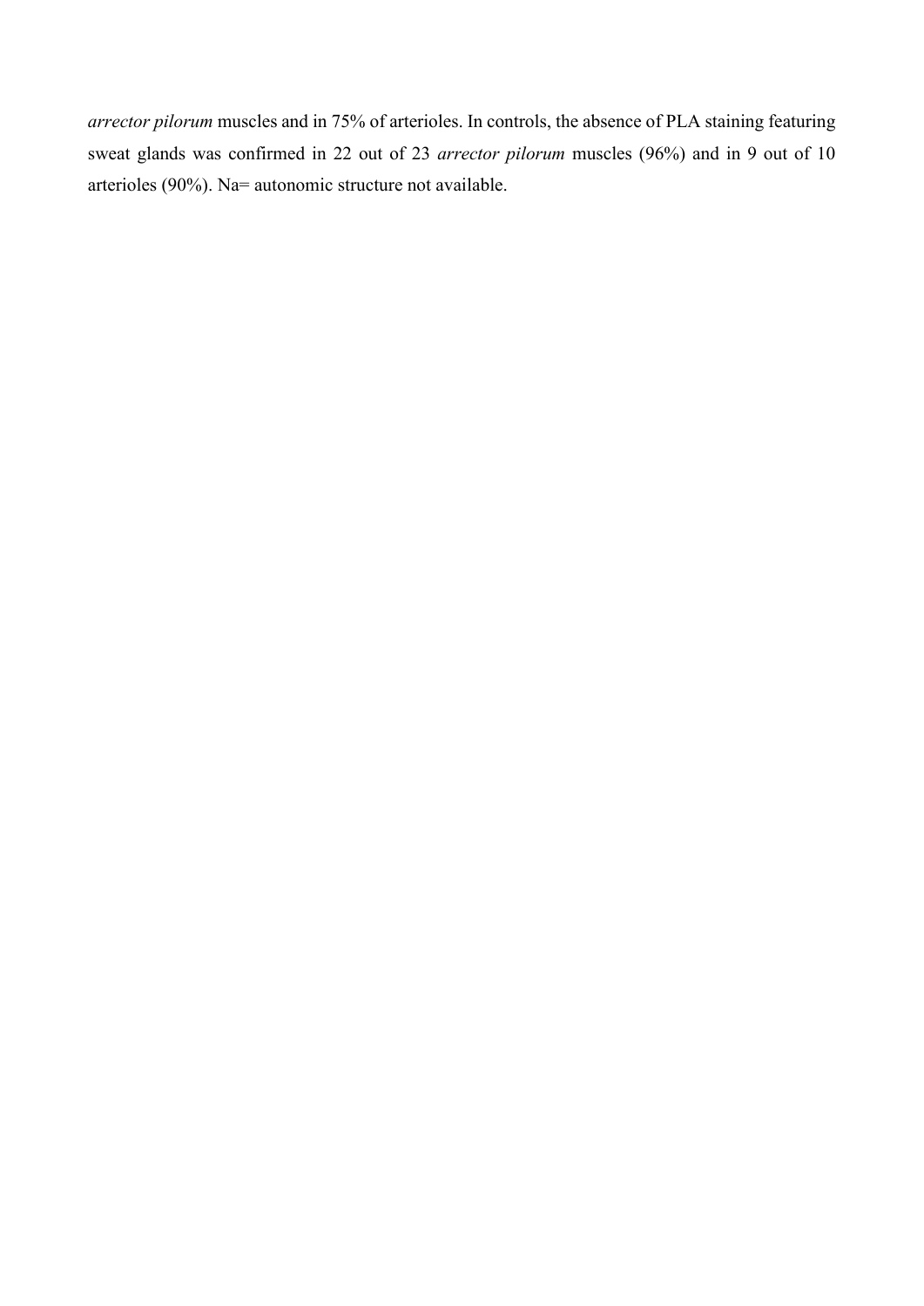*arrector pilorum* muscles and in 75% of arterioles. In controls, the absence of PLA staining featuring sweat glands was confirmed in 22 out of 23 *arrector pilorum* muscles (96%) and in 9 out of 10 arterioles (90%). Na= autonomic structure not available.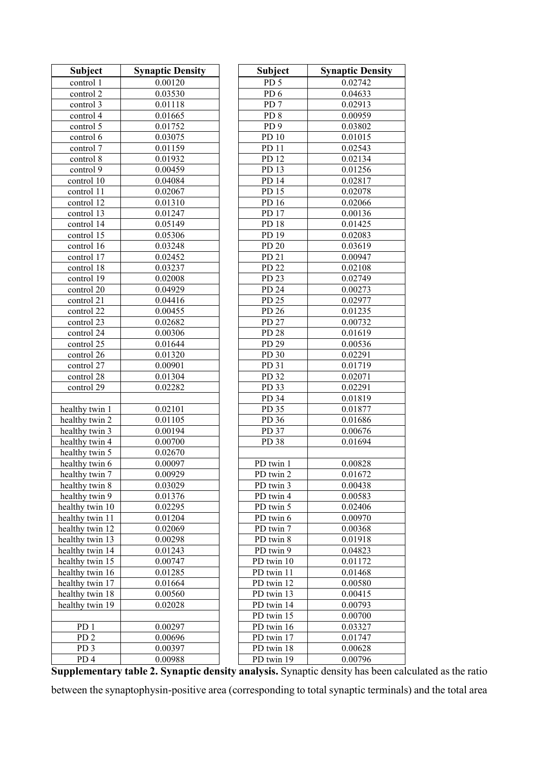| Subject | Synaptic Density |
|---|---|
| control 1 | 0.00120 |
| control 2 | 0.03530 |
| control 3 | 0.01118 |
| control 4 | 0.01665 |
| control 5 | 0.01752 |
| control 6 | 0.03075 |
| control 7 | 0.01159 |
| control 8 | 0.01932 |
| control 9 | 0.00459 |
| control 10 | 0.04084 |
| control 11 | 0.02067 |
| control 12 | 0.01310 |
| control 13 | 0.01247 |
| control 14 | 0.05149 |
| control 15 | 0.05306 |
| control 16 | 0.03248 |
| control 17 | 0.02452 |
| control 18 | 0.03237 |
| control 19 | 0.02008 |
| control 20 | 0.04929 |
| control 21 | 0.04416 |
| control 22 | 0.00455 |
| control 23 | 0.02682 |
| control 24 | 0.00306 |
| control 25 | 0.01644 |
| control 26 | 0.01320 |
| control 27 | 0.00901 |
| control 28 | 0.01304 |
| control 29 | 0.02282 |
| | |
| healthy twin 1 | 0.02101 |
| healthy twin 2 | 0.01105 |
| healthy twin 3 | 0.00194 |
| healthy twin 4 | 0.00700 |
| healthy twin 5 | 0.02670 |
| healthy twin 6 | 0.00097 |
| healthy twin 7 | 0.00929 |
| healthy twin 8 | 0.03029 |
| healthy twin 9 | 0.01376 |
| healthy twin 10 | 0.02295 |
| healthy twin 11 | 0.01204 |
| healthy twin 12 | 0.02069 |
| healthy twin 13 | 0.00298 |
| healthy twin 14 | 0.01243 |
| healthy twin 15 | 0.00747 |
| healthy twin 16 | 0.01285 |
| healthy twin 17 | 0.01664 |
| healthy twin 18 | 0.00560 |
| healthy twin 19 | 0.02028 |
| | |
| PD 1 | 0.00297 |
| PD 2 | 0.00696 |
| PD 3 | 0.00397 |
| PD 4 | 0.00988 |

| Subject | Synaptic Density |
|---|---|
| PD 5 | 0.02742 |
| PD 6 | 0.04633 |
| PD 7 | 0.02913 |
| PD 8 | 0.00959 |
| PD 9 | 0.03802 |
| PD 10 | 0.01015 |
| PD 11 | 0.02543 |
| PD 12 | 0.02134 |
| PD 13 | 0.01256 |
| PD 14 | 0.02817 |
| PD 15 | 0.02078 |
| PD 16 | 0.02066 |
| PD 17 | 0.00136 |
| PD 18 | 0.01425 |
| PD 19 | 0.02083 |
| PD 20 | 0.03619 |
| PD 21 | 0.00947 |
| PD 22 | 0.02108 |
| PD 23 | 0.02749 |
| PD 24 | 0.00273 |
| PD 25 | 0.02977 |
| PD 26 | 0.01235 |
| PD 27 | 0.00732 |
| PD 28 | 0.01619 |
| PD 29 | 0.00536 |
| PD 30 | 0.02291 |
| PD 31 | 0.01719 |
| PD 32 | 0.02071 |
| PD 33 | 0.02291 |
| PD 34 | 0.01819 |
| PD 35 | 0.01877 |
| PD 36 | 0.01686 |
| PD 37 | 0.00676 |
| PD 38 | 0.01694 |
| | |
| PD twin 1 | 0.00828 |
| PD twin 2 | 0.01672 |
| PD twin 3 | 0.00438 |
| PD twin 4 | 0.00583 |
| PD twin 5 | 0.02406 |
| PD twin 6 | 0.00970 |
| PD twin 7 | 0.00368 |
| PD twin 8 | 0.01918 |
| PD twin 9 | 0.04823 |
| PD twin 10 | 0.01172 |
| PD twin 11 | 0.01468 |
| PD twin 12 | 0.00580 |
| PD twin 13 | 0.00415 |
| PD twin 14 | 0.00793 |
| PD twin 15 | 0.00700 |
| PD twin 16 | 0.03327 |
| PD twin 17 | 0.01747 |
| PD twin 18 | 0.00628 |
| PD twin 19 | 0.00796 |

**Supplementary table 2. Synaptic density analysis.** Synaptic density has been calculated as the ratio between the synaptophysin-positive area (corresponding to total synaptic terminals) and the total area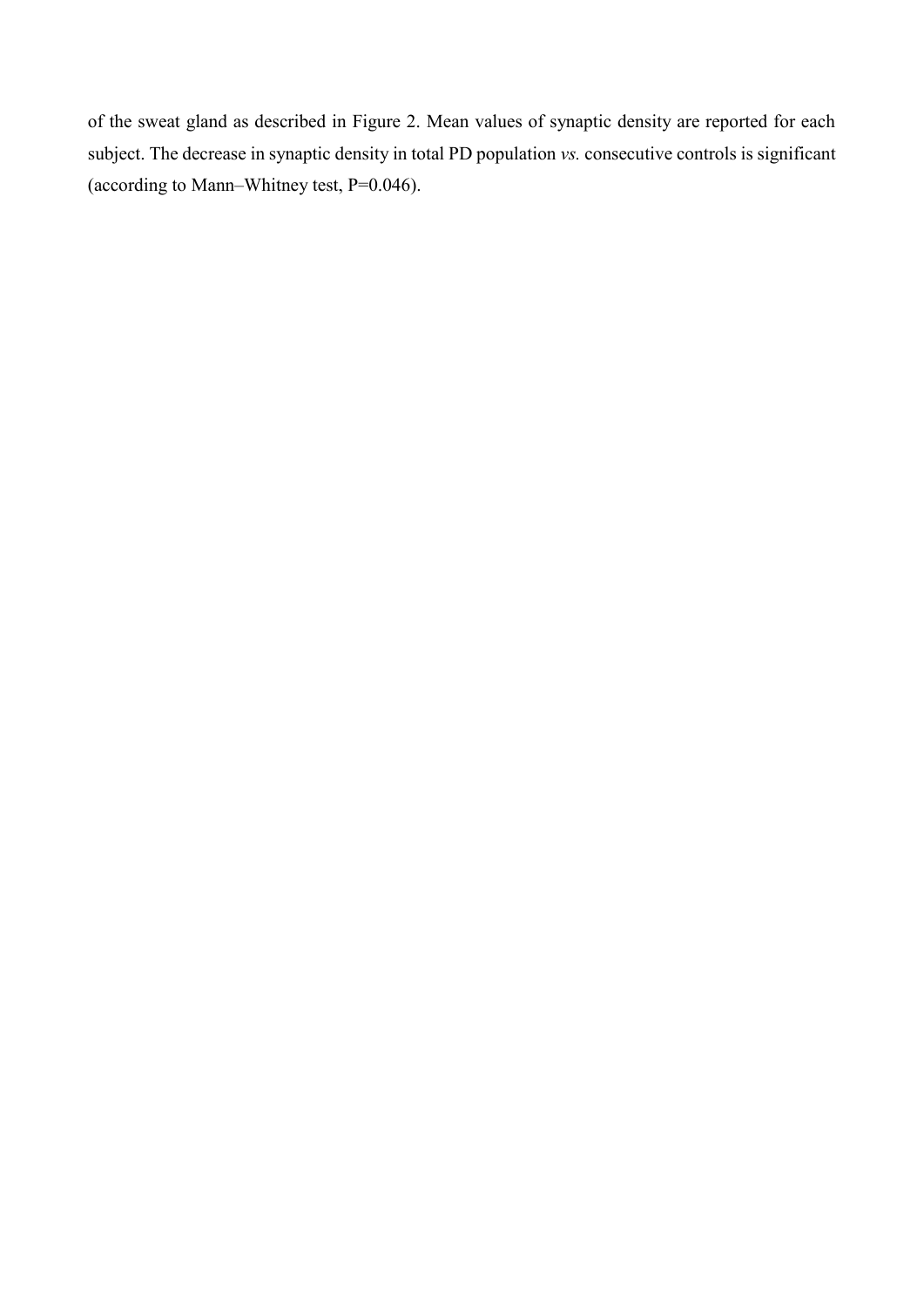of the sweat gland as described in Figure 2. Mean values of synaptic density are reported for each subject. The decrease in synaptic density in total PD population *vs.* consecutive controls is significant (according to Mann–Whitney test, P=0.046).